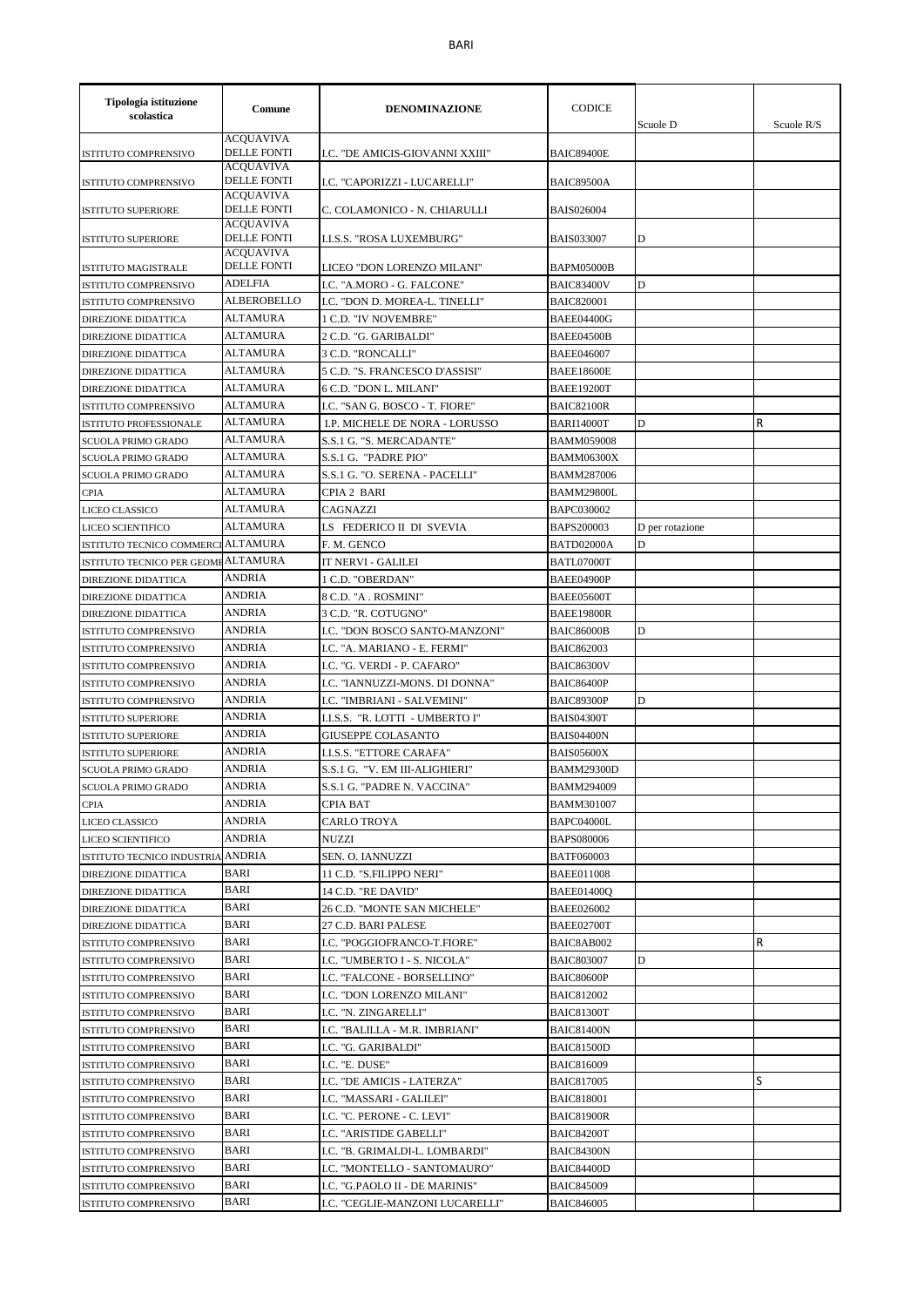# BARI

| Tipologia istituzione scolastica | Comune | DENOMINAZIONE | CODICE | Scuole D | Scuole R/S |
|---|---|---|---|---|---|
| ISTITUTO COMPRENSIVO | ACQUAVIVA DELLE FONTI | I.C. "DE AMICIS-GIOVANNI XXIII" | BAIC89400E | | |
| ISTITUTO COMPRENSIVO | ACQUAVIVA DELLE FONTI | I.C. "CAPORIZZI - LUCARELLI" | BAIC89500A | | |
| ISTITUTO SUPERIORE | ACQUAVIVA DELLE FONTI | C. COLAMONICO - N. CHIARULLI | BAIS026004 | | |
| ISTITUTO SUPERIORE | ACQUAVIVA DELLE FONTI | I.I.S.S. "ROSA LUXEMBURG" | BAIS033007 | D | |
| ISTITUTO MAGISTRALE | ACQUAVIVA DELLE FONTI | LICEO "DON LORENZO MILANI" | BAPM05000B | | |
| ISTITUTO COMPRENSIVO | ADELFIA | I.C. "A.MORO - G. FALCONE" | BAIC83400V | D | |
| ISTITUTO COMPRENSIVO | ALBEROBELLO | I.C. "DON D. MOREA-L. TINELLI" | BAIC820001 | | |
| DIREZIONE DIDATTICA | ALTAMURA | 1 C.D. "IV NOVEMBRE" | BAEE04400G | | |
| DIREZIONE DIDATTICA | ALTAMURA | 2 C.D. "G. GARIBALDI" | BAEE04500B | | |
| DIREZIONE DIDATTICA | ALTAMURA | 3 C.D. "RONCALLI" | BAEE046007 | | |
| DIREZIONE DIDATTICA | ALTAMURA | 5 C.D. "S. FRANCESCO D'ASSISI" | BAEE18600E | | |
| DIREZIONE DIDATTICA | ALTAMURA | 6 C.D. "DON L. MILANI" | BAEE19200T | | |
| ISTITUTO COMPRENSIVO | ALTAMURA | I.C. "SAN G. BOSCO - T. FIORE" | BAIC82100R | | |
| ISTITUTO PROFESSIONALE | ALTAMURA | I.P. MICHELE DE NORA - LORUSSO | BARI14000T | D | R |
| SCUOLA PRIMO GRADO | ALTAMURA | S.S.1 G. "S. MERCADANTE" | BAMM059008 | | |
| SCUOLA PRIMO GRADO | ALTAMURA | S.S.1 G. "PADRE PIO" | BAMM06300X | | |
| SCUOLA PRIMO GRADO | ALTAMURA | S.S.1 G. "O. SERENA - PACELLI" | BAMM287006 | | |
| CPIA | ALTAMURA | CPIA 2 BARI | BAMM29800L | | |
| LICEO CLASSICO | ALTAMURA | CAGNAZZI | BAPC030002 | | |
| LICEO SCIENTIFICO | ALTAMURA | LS FEDERICO II DI SVEVIA | BAPS200003 | D per rotazione | |
| ISTITUTO TECNICO COMMERCI | ALTAMURA | F. M. GENCO | BATD02000A | D | |
| ISTITUTO TECNICO PER GEOME | ALTAMURA | IT NERVI - GALILEI | BATL07000T | | |
| DIREZIONE DIDATTICA | ANDRIA | 1 C.D. "OBERDAN" | BAEE04900P | | |
| DIREZIONE DIDATTICA | ANDRIA | 8 C.D. "A . ROSMINI" | BAEE05600T | | |
| DIREZIONE DIDATTICA | ANDRIA | 3 C.D. "R. COTUGNO" | BAEE19800R | | |
| ISTITUTO COMPRENSIVO | ANDRIA | I.C. "DON BOSCO SANTO-MANZONI" | BAIC86000B | D | |
| ISTITUTO COMPRENSIVO | ANDRIA | I.C. "A. MARIANO - E. FERMI" | BAIC862003 | | |
| ISTITUTO COMPRENSIVO | ANDRIA | I.C. "G. VERDI - P. CAFARO" | BAIC86300V | | |
| ISTITUTO COMPRENSIVO | ANDRIA | I.C. "IANNUZZI-MONS. DI DONNA" | BAIC86400P | | |
| ISTITUTO COMPRENSIVO | ANDRIA | I.C. "IMBRIANI - SALVEMINI" | BAIC89300P | D | |
| ISTITUTO SUPERIORE | ANDRIA | I.I.S.S. "R. LOTTI - UMBERTO I" | BAIS04300T | | |
| ISTITUTO SUPERIORE | ANDRIA | GIUSEPPE COLASANTO | BAIS04400N | | |
| ISTITUTO SUPERIORE | ANDRIA | I.I.S.S. "ETTORE CARAFA" | BAIS05600X | | |
| SCUOLA PRIMO GRADO | ANDRIA | S.S.1 G. "V. EM III-ALIGHIERI" | BAMM29300D | | |
| SCUOLA PRIMO GRADO | ANDRIA | S.S.1 G. "PADRE N. VACCINA" | BAMM294009 | | |
| CPIA | ANDRIA | CPIA BAT | BAMM301007 | | |
| LICEO CLASSICO | ANDRIA | CARLO TROYA | BAPC04000L | | |
| LICEO SCIENTIFICO | ANDRIA | NUZZI | BAPS080006 | | |
| ISTITUTO TECNICO INDUSTRIA | ANDRIA | SEN. O. IANNUZZI | BATF060003 | | |
| DIREZIONE DIDATTICA | BARI | 11 C.D. "S.FILIPPO NERI" | BAEE011008 | | |
| DIREZIONE DIDATTICA | BARI | 14 C.D. "RE DAVID" | BAEE01400Q | | |
| DIREZIONE DIDATTICA | BARI | 26 C.D. "MONTE SAN MICHELE" | BAEE026002 | | |
| DIREZIONE DIDATTICA | BARI | 27 C.D. BARI PALESE | BAEE02700T | | |
| ISTITUTO COMPRENSIVO | BARI | I.C. "POGGIOFRANCO-T.FIORE" | BAIC8AB002 | | R |
| ISTITUTO COMPRENSIVO | BARI | I.C. "UMBERTO I - S. NICOLA" | BAIC803007 | D | |
| ISTITUTO COMPRENSIVO | BARI | I.C. "FALCONE - BORSELLINO" | BAIC80600P | | |
| ISTITUTO COMPRENSIVO | BARI | I.C. "DON LORENZO MILANI" | BAIC812002 | | |
| ISTITUTO COMPRENSIVO | BARI | I.C. "N. ZINGARELLI" | BAIC81300T | | |
| ISTITUTO COMPRENSIVO | BARI | I.C. "BALILLA - M.R. IMBRIANI" | BAIC81400N | | |
| ISTITUTO COMPRENSIVO | BARI | I.C. "G. GARIBALDI" | BAIC81500D | | |
| ISTITUTO COMPRENSIVO | BARI | I.C. "E. DUSE" | BAIC816009 | | |
| ISTITUTO COMPRENSIVO | BARI | I.C. "DE AMICIS - LATERZA" | BAIC817005 | | S |
| ISTITUTO COMPRENSIVO | BARI | I.C. "MASSARI - GALILEI" | BAIC818001 | | |
| ISTITUTO COMPRENSIVO | BARI | I.C. "C. PERONE - C. LEVI" | BAIC81900R | | |
| ISTITUTO COMPRENSIVO | BARI | I.C. "ARISTIDE GABELLI" | BAIC84200T | | |
| ISTITUTO COMPRENSIVO | BARI | I.C. "B. GRIMALDI-L. LOMBARDI" | BAIC84300N | | |
| ISTITUTO COMPRENSIVO | BARI | I.C. "MONTELLO - SANTOMAURO" | BAIC84400D | | |
| ISTITUTO COMPRENSIVO | BARI | I.C. "G.PAOLO II - DE MARINIS" | BAIC845009 | | |
| ISTITUTO COMPRENSIVO | BARI | I.C. "CEGLIE-MANZONI LUCARELLI" | BAIC846005 | | |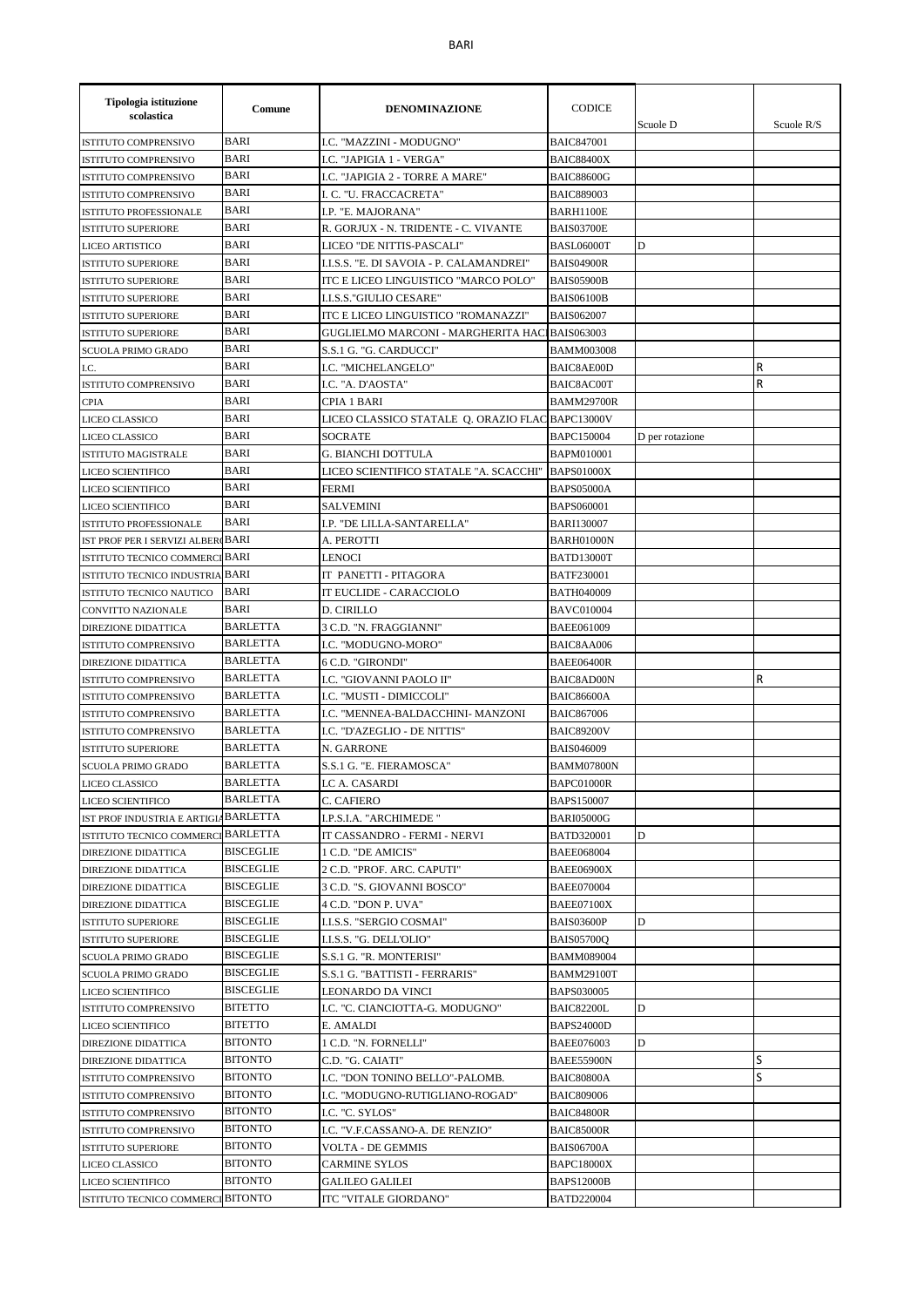BARI

| Tipologia istituzione scolastica | Comune | DENOMINAZIONE | CODICE | Scuole D | Scuole R/S |
|---|---|---|---|---|---|
| ISTITUTO COMPRENSIVO | BARI | I.C. "MAZZINI - MODUGNO" | BAIC847001 | | |
| ISTITUTO COMPRENSIVO | BARI | I.C. "JAPIGIA 1 - VERGA" | BAIC88400X | | |
| ISTITUTO COMPRENSIVO | BARI | I.C. "JAPIGIA 2 - TORRE A MARE" | BAIC88600G | | |
| ISTITUTO COMPRENSIVO | BARI | I. C. "U. FRACCACRETA" | BAIC889003 | | |
| ISTITUTO PROFESSIONALE | BARI | I.P. "E. MAJORANA" | BARH1100E | | |
| ISTITUTO SUPERIORE | BARI | R. GORJUX - N. TRIDENTE - C. VIVANTE | BAIS03700E | | |
| LICEO ARTISTICO | BARI | LICEO "DE NITTIS-PASCALI" | BASL06000T | D | |
| ISTITUTO SUPERIORE | BARI | I.I.S.S. "E. DI SAVOIA - P. CALAMANDREI" | BAIS04900R | | |
| ISTITUTO SUPERIORE | BARI | ITC E LICEO LINGUISTICO "MARCO POLO" | BAIS05900B | | |
| ISTITUTO SUPERIORE | BARI | I.I.S.S."GIULIO CESARE" | BAIS06100B | | |
| ISTITUTO SUPERIORE | BARI | ITC E LICEO LINGUISTICO "ROMANAZZI" | BAIS062007 | | |
| ISTITUTO SUPERIORE | BARI | GUGLIELMO MARCONI - MARGHERITA HAC | BAIS063003 | | |
| SCUOLA PRIMO GRADO | BARI | S.S.1 G. "G. CARDUCCI" | BAMM003008 | | |
| I.C. | BARI | I.C. "MICHELANGELO" | BAIC8AE00D | | R |
| ISTITUTO COMPRENSIVO | BARI | I.C. "A. D'AOSTA" | BAIC8AC00T | | R |
| CPIA | BARI | CPIA 1 BARI | BAMM29700R | | |
| LICEO CLASSICO | BARI | LICEO CLASSICO STATALE Q. ORAZIO FLAC | BAPC13000V | | |
| LICEO CLASSICO | BARI | SOCRATE | BAPC150004 | D per rotazione | |
| ISTITUTO MAGISTRALE | BARI | G. BIANCHI DOTTULA | BAPM010001 | | |
| LICEO SCIENTIFICO | BARI | LICEO SCIENTIFICO STATALE "A. SCACCHI" | BAPS01000X | | |
| LICEO SCIENTIFICO | BARI | FERMI | BAPS05000A | | |
| LICEO SCIENTIFICO | BARI | SALVEMINI | BAPS060001 | | |
| ISTITUTO PROFESSIONALE | BARI | I.P. "DE LILLA-SANTARELLA" | BARI130007 | | |
| IST PROF PER I SERVIZI ALBERG | BARI | A. PEROTTI | BARH01000N | | |
| ISTITUTO TECNICO COMMERCI | BARI | LENOCI | BATD13000T | | |
| ISTITUTO TECNICO INDUSTRIA | BARI | IT PANETTI - PITAGORA | BATF230001 | | |
| ISTITUTO TECNICO NAUTICO | BARI | IT EUCLIDE - CARACCIOLO | BATH040009 | | |
| CONVITTO NAZIONALE | BARI | D. CIRILLO | BAVC010004 | | |
| DIREZIONE DIDATTICA | BARLETTA | 3 C.D. "N. FRAGGIANNI" | BAEE061009 | | |
| ISTITUTO COMPRENSIVO | BARLETTA | I.C. "MODUGNO-MORO" | BAIC8AA006 | | |
| DIREZIONE DIDATTICA | BARLETTA | 6 C.D. "GIRONDI" | BAEE06400R | | |
| ISTITUTO COMPRENSIVO | BARLETTA | I.C. "GIOVANNI PAOLO II" | BAIC8AD00N | | R |
| ISTITUTO COMPRENSIVO | BARLETTA | I.C. "MUSTI - DIMICCOLI" | BAIC86600A | | |
| ISTITUTO COMPRENSIVO | BARLETTA | I.C. "MENNEA-BALDACCHINI- MANZONI | BAIC867006 | | |
| ISTITUTO COMPRENSIVO | BARLETTA | I.C. "D'AZEGLIO - DE NITTIS" | BAIC89200V | | |
| ISTITUTO SUPERIORE | BARLETTA | N. GARRONE | BAIS046009 | | |
| SCUOLA PRIMO GRADO | BARLETTA | S.S.1 G. "E. FIERAMOSCA" | BAMM07800N | | |
| LICEO CLASSICO | BARLETTA | LC A. CASARDI | BAPC01000R | | |
| LICEO SCIENTIFICO | BARLETTA | C. CAFIERO | BAPS150007 | | |
| IST PROF INDUSTRIA E ARTIGIA | BARLETTA | I.P.S.I.A. "ARCHIMEDE " | BARI05000G | | |
| ISTITUTO TECNICO COMMERCI | BARLETTA | IT CASSANDRO - FERMI - NERVI | BATD320001 | D | |
| DIREZIONE DIDATTICA | BISCEGLIE | 1 C.D. "DE AMICIS" | BAEE068004 | | |
| DIREZIONE DIDATTICA | BISCEGLIE | 2 C.D. "PROF. ARC. CAPUTI" | BAEE06900X | | |
| DIREZIONE DIDATTICA | BISCEGLIE | 3 C.D. "S. GIOVANNI BOSCO" | BAEE070004 | | |
| DIREZIONE DIDATTICA | BISCEGLIE | 4 C.D. "DON P. UVA" | BAEE07100X | | |
| ISTITUTO SUPERIORE | BISCEGLIE | I.I.S.S. "SERGIO COSMAI" | BAIS03600P | D | |
| ISTITUTO SUPERIORE | BISCEGLIE | I.I.S.S. "G. DELL'OLIO" | BAIS05700Q | | |
| SCUOLA PRIMO GRADO | BISCEGLIE | S.S.1 G. "R. MONTERISI" | BAMM089004 | | |
| SCUOLA PRIMO GRADO | BISCEGLIE | S.S.1 G. "BATTISTI - FERRARIS" | BAMM29100T | | |
| LICEO SCIENTIFICO | BISCEGLIE | LEONARDO DA VINCI | BAPS030005 | | |
| ISTITUTO COMPRENSIVO | BITETTO | I.C. "C. CIANCIOTTA-G. MODUGNO" | BAIC82200L | D | |
| LICEO SCIENTIFICO | BITETTO | E. AMALDI | BAPS24000D | | |
| DIREZIONE DIDATTICA | BITONTO | 1 C.D. "N. FORNELLI" | BAEE076003 | D | |
| DIREZIONE DIDATTICA | BITONTO | C.D. "G. CAIATI" | BAEE55900N | | S |
| ISTITUTO COMPRENSIVO | BITONTO | I.C. "DON TONINO BELLO"-PALOMB. | BAIC80800A | | S |
| ISTITUTO COMPRENSIVO | BITONTO | I.C. "MODUGNO-RUTIGLIANO-ROGAD" | BAIC809006 | | |
| ISTITUTO COMPRENSIVO | BITONTO | I.C. "C. SYLOS" | BAIC84800R | | |
| ISTITUTO COMPRENSIVO | BITONTO | I.C. "V.F.CASSANO-A. DE RENZIO" | BAIC85000R | | |
| ISTITUTO SUPERIORE | BITONTO | VOLTA - DE GEMMIS | BAIS06700A | | |
| LICEO CLASSICO | BITONTO | CARMINE SYLOS | BAPC18000X | | |
| LICEO SCIENTIFICO | BITONTO | GALILEO GALILEI | BAPS12000B | | |
| ISTITUTO TECNICO COMMERCI | BITONTO | ITC "VITALE GIORDANO" | BATD220004 | | |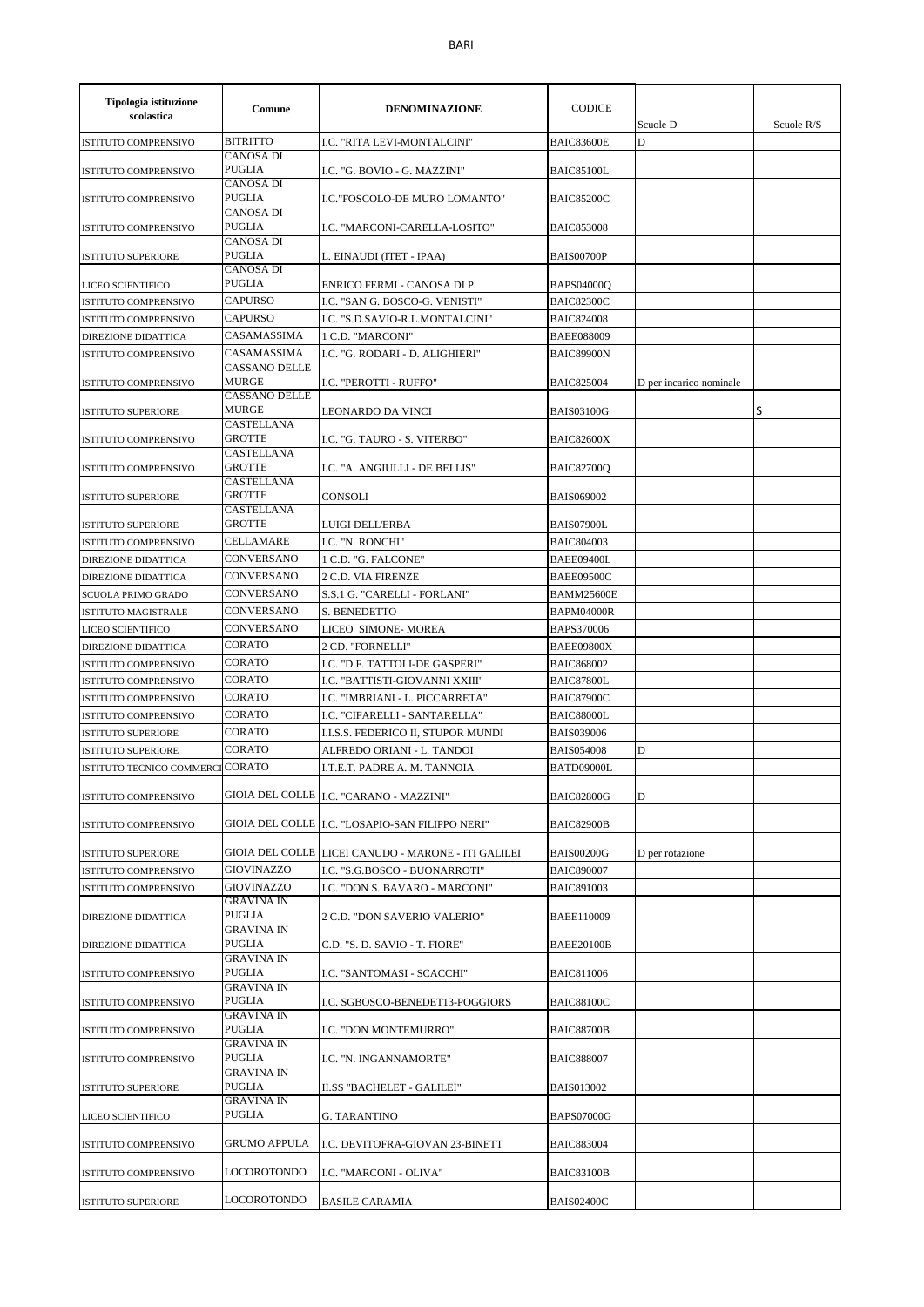# BARI

| Tipologia istituzione scolastica | Comune | DENOMINAZIONE | CODICE | Scuole D | Scuole R/S |
|---|---|---|---|---|---|
| ISTITUTO COMPRENSIVO | BITRITTO | I.C. "RITA LEVI-MONTALCINI" | BAIC83600E | D | |
| ISTITUTO COMPRENSIVO | CANOSA DI PUGLIA | I.C. "G. BOVIO - G. MAZZINI" | BAIC85100L | | |
| ISTITUTO COMPRENSIVO | CANOSA DI PUGLIA | I.C."FOSCOLO-DE MURO LOMANTO" | BAIC85200C | | |
| ISTITUTO COMPRENSIVO | CANOSA DI PUGLIA | I.C. "MARCONI-CARELLA-LOSITO" | BAIC853008 | | |
| ISTITUTO SUPERIORE | CANOSA DI PUGLIA | L. EINAUDI (ITET - IPAA) | BAIS00700P | | |
| LICEO SCIENTIFICO | CANOSA DI PUGLIA | ENRICO FERMI - CANOSA DI P. | BAPS04000Q | | |
| ISTITUTO COMPRENSIVO | CAPURSO | I.C. "SAN G. BOSCO-G. VENISTI" | BAIC82300C | | |
| ISTITUTO COMPRENSIVO | CAPURSO | I.C. "S.D.SAVIO-R.L.MONTALCINI" | BAIC824008 | | |
| DIREZIONE DIDATTICA | CASAMASSIMA | 1 C.D. "MARCONI" | BAEE088009 | | |
| ISTITUTO COMPRENSIVO | CASAMASSIMA | I.C. "G. RODARI - D. ALIGHIERI" | BAIC89900N | | |
| ISTITUTO COMPRENSIVO | CASSANO DELLE MURGE | I.C. "PEROTTI - RUFFO" | BAIC825004 | D per incarico nominale | |
| ISTITUTO SUPERIORE | CASSANO DELLE MURGE | LEONARDO DA VINCI | BAIS03100G | | S |
| ISTITUTO COMPRENSIVO | CASTELLANA GROTTE | I.C. "G. TAURO - S. VITERBO" | BAIC82600X | | |
| ISTITUTO COMPRENSIVO | CASTELLANA GROTTE | I.C. "A. ANGIULLI - DE BELLIS" | BAIC82700Q | | |
| ISTITUTO SUPERIORE | CASTELLANA GROTTE | CONSOLI | BAIS069002 | | |
| ISTITUTO SUPERIORE | CASTELLANA GROTTE | LUIGI DELL'ERBA | BAIS07900L | | |
| ISTITUTO COMPRENSIVO | CELLAMARE | I.C. "N. RONCHI" | BAIC804003 | | |
| DIREZIONE DIDATTICA | CONVERSANO | 1 C.D. "G. FALCONE" | BAEE09400L | | |
| DIREZIONE DIDATTICA | CONVERSANO | 2 C.D. VIA FIRENZE | BAEE09500C | | |
| SCUOLA PRIMO GRADO | CONVERSANO | S.S.1 G. "CARELLI - FORLANI" | BAMM25600E | | |
| ISTITUTO MAGISTRALE | CONVERSANO | S. BENEDETTO | BAPM04000R | | |
| LICEO SCIENTIFICO | CONVERSANO | LICEO SIMONE- MOREA | BAPS370006 | | |
| DIREZIONE DIDATTICA | CORATO | 2 CD. "FORNELLI" | BAEE09800X | | |
| ISTITUTO COMPRENSIVO | CORATO | I.C. "D.F. TATTOLI-DE GASPERI" | BAIC868002 | | |
| ISTITUTO COMPRENSIVO | CORATO | I.C. "BATTISTI-GIOVANNI XXIII" | BAIC87800L | | |
| ISTITUTO COMPRENSIVO | CORATO | I.C. "IMBRIANI - L. PICCARRETA" | BAIC87900C | | |
| ISTITUTO COMPRENSIVO | CORATO | I.C. "CIFARELLI - SANTARELLA" | BAIC88000L | | |
| ISTITUTO SUPERIORE | CORATO | I.I.S.S. FEDERICO II, STUPOR MUNDI | BAIS039006 | | |
| ISTITUTO SUPERIORE | CORATO | ALFREDO ORIANI - L. TANDOI | BAIS054008 | D | |
| ISTITUTO TECNICO COMMERCI | CORATO | I.T.E.T. PADRE A. M. TANNOIA | BATD09000L | | |
| ISTITUTO COMPRENSIVO | GIOIA DEL COLLE | I.C. "CARANO - MAZZINI" | BAIC82800G | D | |
| ISTITUTO COMPRENSIVO | GIOIA DEL COLLE | I.C. "LOSAPIO-SAN FILIPPO NERI" | BAIC82900B | | |
| ISTITUTO SUPERIORE | GIOIA DEL COLLE | LICEI CANUDO - MARONE - ITI GALILEI | BAIS00200G | D per rotazione | |
| ISTITUTO COMPRENSIVO | GIOVINAZZO | I.C. "S.G.BOSCO - BUONARROTI" | BAIC890007 | | |
| ISTITUTO COMPRENSIVO | GIOVINAZZO | I.C. "DON S. BAVARO - MARCONI" | BAIC891003 | | |
| DIREZIONE DIDATTICA | GRAVINA IN PUGLIA | 2 C.D. "DON SAVERIO VALERIO" | BAEE110009 | | |
| DIREZIONE DIDATTICA | GRAVINA IN PUGLIA | C.D. "S. D. SAVIO - T. FIORE" | BAEE20100B | | |
| ISTITUTO COMPRENSIVO | GRAVINA IN PUGLIA | I.C. "SANTOMASI - SCACCHI" | BAIC811006 | | |
| ISTITUTO COMPRENSIVO | GRAVINA IN PUGLIA | I.C. SGBOSCO-BENEDET13-POGGIORS | BAIC88100C | | |
| ISTITUTO COMPRENSIVO | GRAVINA IN PUGLIA | I.C. "DON MONTEMURRO" | BAIC88700B | | |
| ISTITUTO COMPRENSIVO | GRAVINA IN PUGLIA | I.C. "N. INGANNAMORTE" | BAIC888007 | | |
| ISTITUTO SUPERIORE | GRAVINA IN PUGLIA | II.SS "BACHELET - GALILEI" | BAIS013002 | | |
| LICEO SCIENTIFICO | GRAVINA IN PUGLIA | G. TARANTINO | BAPS07000G | | |
| ISTITUTO COMPRENSIVO | GRUMO APPULA | I.C. DEVITOFRA-GIOVAN 23-BINETT | BAIC883004 | | |
| ISTITUTO COMPRENSIVO | LOCOROTONDO | I.C. "MARCONI - OLIVA" | BAIC83100B | | |
| ISTITUTO SUPERIORE | LOCOROTONDO | BASILE CARAMIA | BAIS02400C | | |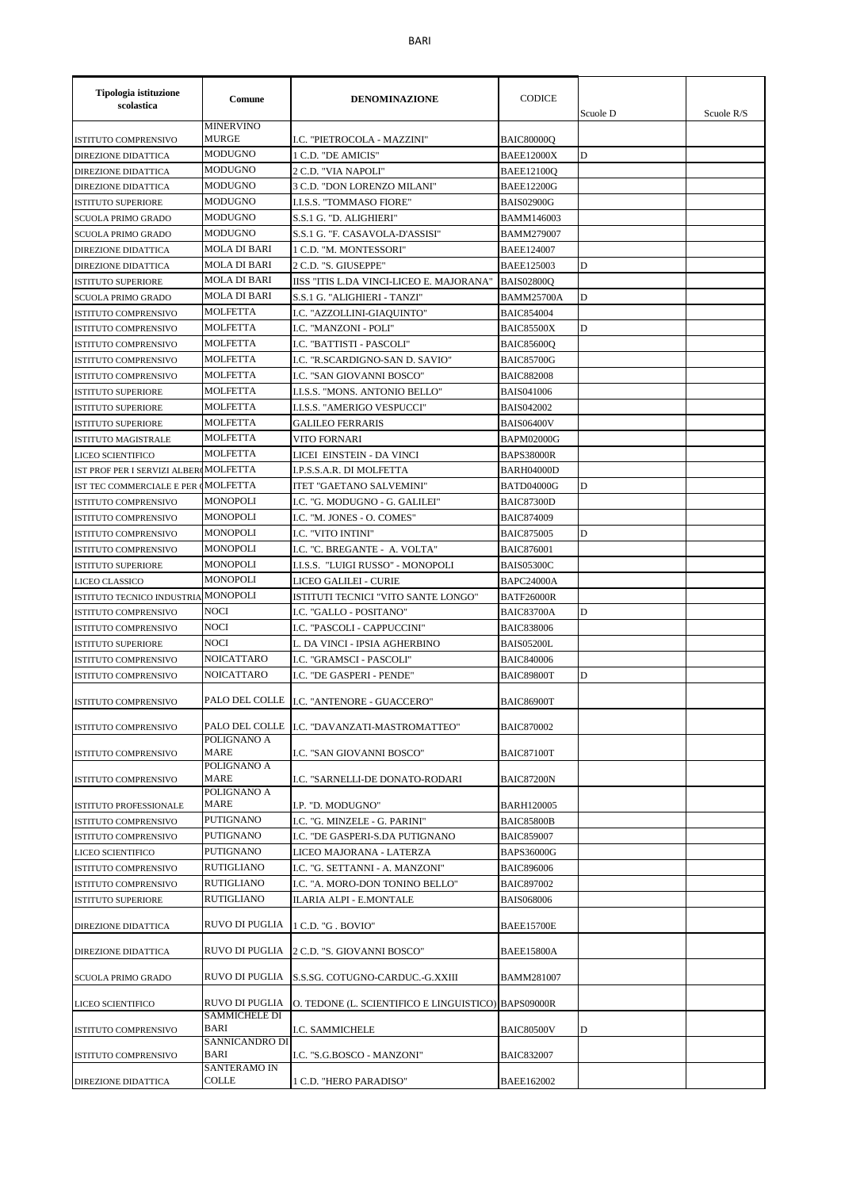BARI

| Tipologia istituzione scolastica | Comune | DENOMINAZIONE | CODICE | Scuole D | Scuole R/S |
|---|---|---|---|---|---|
| ISTITUTO COMPRENSIVO | MINERVINO MURGE | I.C. "PIETROCOLA - MAZZINI" | BAIC80000Q | | |
| DIREZIONE DIDATTICA | MODUGNO | 1 C.D. "DE AMICIS" | BAEE12000X | D | |
| DIREZIONE DIDATTICA | MODUGNO | 2 C.D. "VIA NAPOLI" | BAEE12100Q | | |
| DIREZIONE DIDATTICA | MODUGNO | 3 C.D. "DON LORENZO MILANI" | BAEE12200G | | |
| ISTITUTO SUPERIORE | MODUGNO | I.I.S.S. "TOMMASO FIORE" | BAIS02900G | | |
| SCUOLA PRIMO GRADO | MODUGNO | S.S.1 G. "D. ALIGHIERI" | BAMM146003 | | |
| SCUOLA PRIMO GRADO | MODUGNO | S.S.1 G. "F. CASAVOLA-D'ASSISI" | BAMM279007 | | |
| DIREZIONE DIDATTICA | MOLA DI BARI | 1 C.D. "M. MONTESSORI" | BAEE124007 | | |
| DIREZIONE DIDATTICA | MOLA DI BARI | 2 C.D. "S. GIUSEPPE" | BAEE125003 | D | |
| ISTITUTO SUPERIORE | MOLA DI BARI | IISS "ITIS L.DA VINCI-LICEO E. MAJORANA" | BAIS02800Q | | |
| SCUOLA PRIMO GRADO | MOLA DI BARI | S.S.1 G. "ALIGHIERI - TANZI" | BAMM25700A | D | |
| ISTITUTO COMPRENSIVO | MOLFETTA | I.C. "AZZOLLINI-GIAQUINTO" | BAIC854004 | | |
| ISTITUTO COMPRENSIVO | MOLFETTA | I.C. "MANZONI - POLI" | BAIC85500X | D | |
| ISTITUTO COMPRENSIVO | MOLFETTA | I.C. "BATTISTI - PASCOLI" | BAIC85600Q | | |
| ISTITUTO COMPRENSIVO | MOLFETTA | I.C. "R.SCARDIGNO-SAN D. SAVIO" | BAIC85700G | | |
| ISTITUTO COMPRENSIVO | MOLFETTA | I.C. "SAN GIOVANNI BOSCO" | BAIC882008 | | |
| ISTITUTO SUPERIORE | MOLFETTA | I.I.S.S. "MONS. ANTONIO BELLO" | BAIS041006 | | |
| ISTITUTO SUPERIORE | MOLFETTA | I.I.S.S. "AMERIGO VESPUCCI" | BAIS042002 | | |
| ISTITUTO SUPERIORE | MOLFETTA | GALILEO FERRARIS | BAIS06400V | | |
| ISTITUTO MAGISTRALE | MOLFETTA | VITO FORNARI | BAPM02000G | | |
| LICEO SCIENTIFICO | MOLFETTA | LICEI EINSTEIN - DA VINCI | BAPS38000R | | |
| IST PROF PER I SERVIZI ALBER | MOLFETTA | I.P.S.S.A.R. DI MOLFETTA | BARH04000D | | |
| IST TEC COMMERCIALE E PER | MOLFETTA | ITET "GAETANO SALVEMINI" | BATD04000G | D | |
| ISTITUTO COMPRENSIVO | MONOPOLI | I.C. "G. MODUGNO - G. GALILEI" | BAIC87300D | | |
| ISTITUTO COMPRENSIVO | MONOPOLI | I.C. "M. JONES - O. COMES" | BAIC874009 | | |
| ISTITUTO COMPRENSIVO | MONOPOLI | I.C. "VITO INTINI" | BAIC875005 | D | |
| ISTITUTO COMPRENSIVO | MONOPOLI | I.C. "C. BREGANTE - A. VOLTA" | BAIC876001 | | |
| ISTITUTO SUPERIORE | MONOPOLI | I.I.S.S. "LUIGI RUSSO" - MONOPOLI | BAIS05300C | | |
| LICEO CLASSICO | MONOPOLI | LICEO GALILEI - CURIE | BAPC24000A | | |
| ISTITUTO TECNICO INDUSTRIA | MONOPOLI | ISTITUTI TECNICI "VITO SANTE LONGO" | BATF26000R | | |
| ISTITUTO COMPRENSIVO | NOCI | I.C. "GALLO - POSITANO" | BAIC83700A | D | |
| ISTITUTO COMPRENSIVO | NOCI | I.C. "PASCOLI - CAPPUCCINI" | BAIC838006 | | |
| ISTITUTO SUPERIORE | NOCI | L. DA VINCI - IPSIA AGHERBINO | BAIS05200L | | |
| ISTITUTO COMPRENSIVO | NOICATTARO | I.C. "GRAMSCI - PASCOLI" | BAIC840006 | | |
| ISTITUTO COMPRENSIVO | NOICATTARO | I.C. "DE GASPERI - PENDE" | BAIC89800T | D | |
| ISTITUTO COMPRENSIVO | PALO DEL COLLE | I.C. "ANTENORE - GUACCERO" | BAIC86900T | | |
| ISTITUTO COMPRENSIVO | PALO DEL COLLE | I.C. "DAVANZATI-MASTROMATTEO" | BAIC870002 | | |
| ISTITUTO COMPRENSIVO | POLIGNANO A MARE | I.C. "SAN GIOVANNI BOSCO" | BAIC87100T | | |
| ISTITUTO COMPRENSIVO | POLIGNANO A MARE | I.C. "SARNELLI-DE DONATO-RODARI | BAIC87200N | | |
| ISTITUTO PROFESSIONALE | POLIGNANO A MARE | I.P. "D. MODUGNO" | BARH120005 | | |
| ISTITUTO COMPRENSIVO | PUTIGNANO | I.C. "G. MINZELE - G. PARINI" | BAIC85800B | | |
| ISTITUTO COMPRENSIVO | PUTIGNANO | I.C. "DE GASPERI-S.DA PUTIGNANO | BAIC859007 | | |
| LICEO SCIENTIFICO | PUTIGNANO | LICEO MAJORANA - LATERZA | BAPS36000G | | |
| ISTITUTO COMPRENSIVO | RUTIGLIANO | I.C. "G. SETTANNI - A. MANZONI" | BAIC896006 | | |
| ISTITUTO COMPRENSIVO | RUTIGLIANO | I.C. "A. MORO-DON TONINO BELLO" | BAIC897002 | | |
| ISTITUTO SUPERIORE | RUTIGLIANO | ILARIA ALPI - E.MONTALE | BAIS068006 | | |
| DIREZIONE DIDATTICA | RUVO DI PUGLIA | 1 C.D. "G . BOVIO" | BAEE15700E | | |
| DIREZIONE DIDATTICA | RUVO DI PUGLIA | 2 C.D. "S. GIOVANNI BOSCO" | BAEE15800A | | |
| SCUOLA PRIMO GRADO | RUVO DI PUGLIA | S.S.SG. COTUGNO-CARDUC.-G.XXIII | BAMM281007 | | |
| LICEO SCIENTIFICO | RUVO DI PUGLIA | O. TEDONE (L. SCIENTIFICO E LINGUISTICO) | BAPS09000R | | |
| ISTITUTO COMPRENSIVO | SAMMICHELE DI BARI | I.C. SAMMICHELE | BAIC80500V | D | |
| ISTITUTO COMPRENSIVO | SANNICANDRO DI BARI | I.C. "S.G.BOSCO - MANZONI" | BAIC832007 | | |
| DIREZIONE DIDATTICA | SANTERAMO IN COLLE | 1 C.D. "HERO PARADISO" | BAEE162002 | | |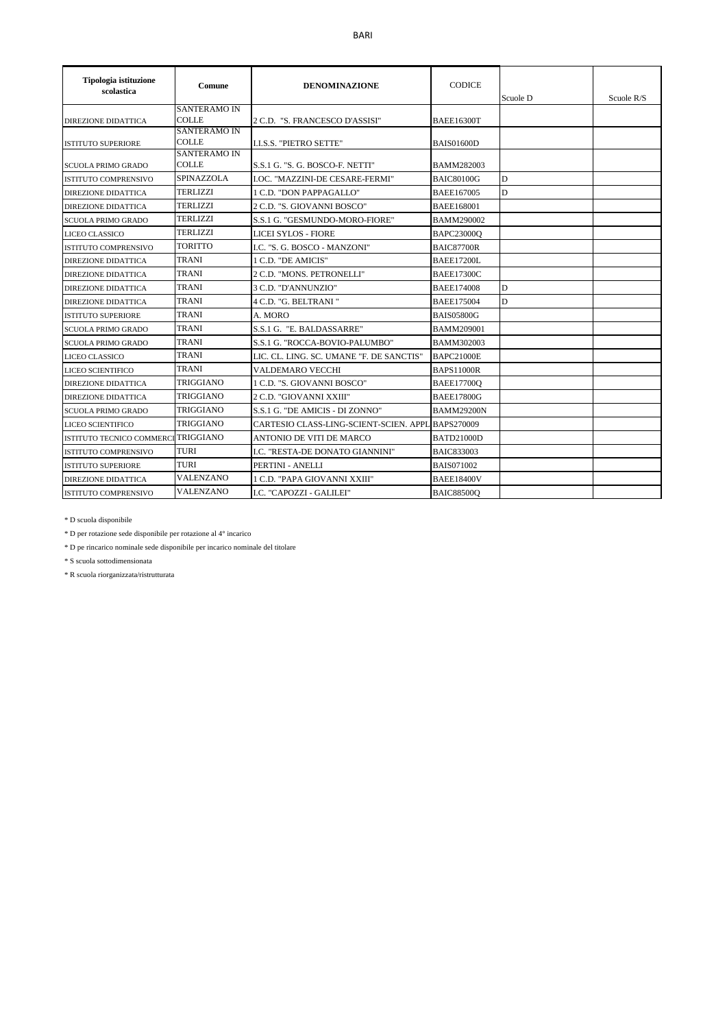BARI

| Tipologia istituzione scolastica | Comune | DENOMINAZIONE | CODICE | Scuole D | Scuole R/S |
|---|---|---|---|---|---|
| DIREZIONE DIDATTICA | SANTERAMO IN COLLE | 2 C.D. "S. FRANCESCO D'ASSISI" | BAEE16300T | | |
| ISTITUTO SUPERIORE | SANTERAMO IN COLLE | I.I.S.S. "PIETRO SETTE" | BAIS01600D | | |
| SCUOLA PRIMO GRADO | SANTERAMO IN COLLE | S.S.1 G. "S. G. BOSCO-F. NETTI" | BAMM282003 | | |
| ISTITUTO COMPRENSIVO | SPINAZZOLA | I.OC. "MAZZINI-DE CESARE-FERMI" | BAIC80100G | D | |
| DIREZIONE DIDATTICA | TERLIZZI | 1 C.D. "DON PAPPAGALLO" | BAEE167005 | D | |
| DIREZIONE DIDATTICA | TERLIZZI | 2 C.D. "S. GIOVANNI BOSCO" | BAEE168001 | | |
| SCUOLA PRIMO GRADO | TERLIZZI | S.S.1 G. "GESMUNDO-MORO-FIORE" | BAMM290002 | | |
| LICEO CLASSICO | TERLIZZI | LICEI SYLOS - FIORE | BAPC23000Q | | |
| ISTITUTO COMPRENSIVO | TORITTO | I.C. "S. G. BOSCO - MANZONI" | BAIC87700R | | |
| DIREZIONE DIDATTICA | TRANI | 1 C.D. "DE AMICIS" | BAEE17200L | | |
| DIREZIONE DIDATTICA | TRANI | 2 C.D. "MONS. PETRONELLI" | BAEE17300C | | |
| DIREZIONE DIDATTICA | TRANI | 3 C.D. "D'ANNUNZIO" | BAEE174008 | D | |
| DIREZIONE DIDATTICA | TRANI | 4 C.D. "G. BELTRANI " | BAEE175004 | D | |
| ISTITUTO SUPERIORE | TRANI | A. MORO | BAIS05800G | | |
| SCUOLA PRIMO GRADO | TRANI | S.S.1 G. "E. BALDASSARRE" | BAMM209001 | | |
| SCUOLA PRIMO GRADO | TRANI | S.S.1 G. "ROCCA-BOVIO-PALUMBO" | BAMM302003 | | |
| LICEO CLASSICO | TRANI | LIC. CL. LING. SC. UMANE "F. DE SANCTIS" | BAPC21000E | | |
| LICEO SCIENTIFICO | TRANI | VALDEMARO VECCHI | BAPS11000R | | |
| DIREZIONE DIDATTICA | TRIGGIANO | 1 C.D. "S. GIOVANNI BOSCO" | BAEE17700Q | | |
| DIREZIONE DIDATTICA | TRIGGIANO | 2 C.D. "GIOVANNI XXIII" | BAEE17800G | | |
| SCUOLA PRIMO GRADO | TRIGGIANO | S.S.1 G. "DE AMICIS - DI ZONNO" | BAMM29200N | | |
| LICEO SCIENTIFICO | TRIGGIANO | CARTESIO CLASS-LING-SCIENT-SCIEN. APPL | BAPS270009 | | |
| ISTITUTO TECNICO COMMERCI | TRIGGIANO | ANTONIO DE VITI DE MARCO | BATD21000D | | |
| ISTITUTO COMPRENSIVO | TURI | I.C. "RESTA-DE DONATO GIANNINI" | BAIC833003 | | |
| ISTITUTO SUPERIORE | TURI | PERTINI - ANELLI | BAIS071002 | | |
| DIREZIONE DIDATTICA | VALENZANO | 1 C.D. "PAPA GIOVANNI XXIII" | BAEE18400V | | |
| ISTITUTO COMPRENSIVO | VALENZANO | I.C. "CAPOZZI - GALILEI" | BAIC88500Q | | |

* D scuola disponibile

* D per rotazione sede disponibile per rotazione al 4° incarico

* D pe rincarico nominale sede disponibile per incarico nominale del titolare

* S scuola sottodimensionata

* R scuola riorganizzata/ristrutturata